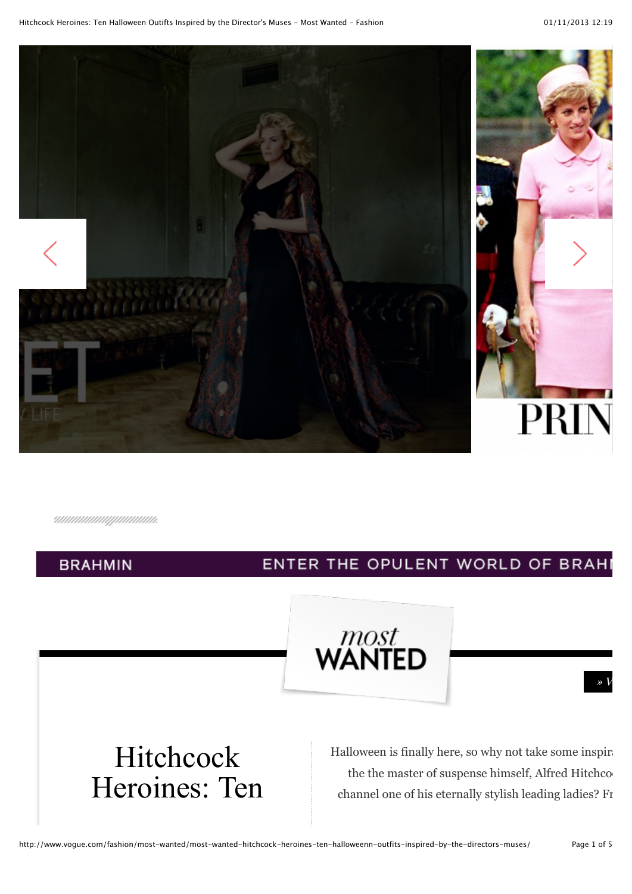ET

LIFE

PRIN

BRAHMIN ENTER THE OPULENT WORLD OF BRAH

*most* WANTED

» V

# Hitchcock Heroines: Ten

Halloween is finally here, so why not take some inspir the the master of suspense himself, Alfred Hitchco channel one of his eternally stylish leading ladies? Fr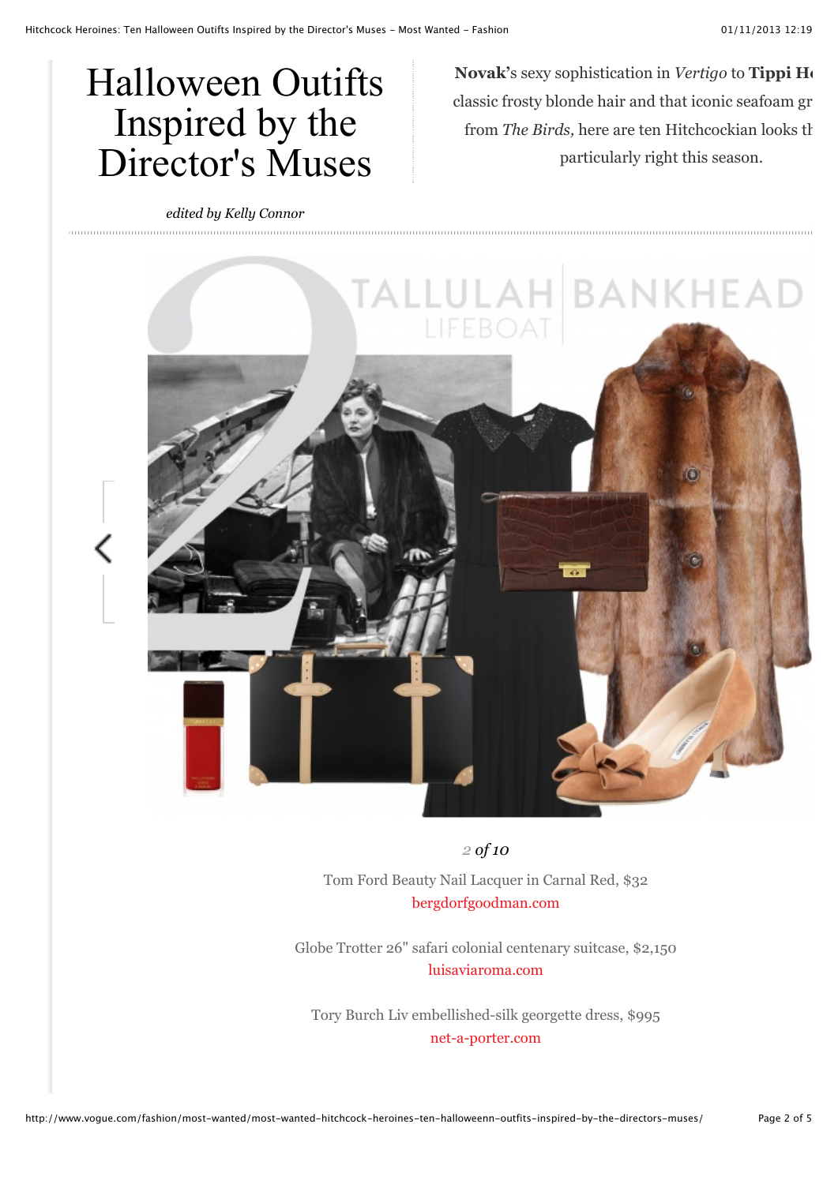# Halloween Outfits Inspired by the Director's Muses

*edited by Kelly Connor*

**Novak**'s sexy sophistication in *Vertigo* to **Tippi H** classic frosty blonde hair and that iconic seafoam gr from *The Birds,* here are ten Hitchcockian looks th particularly right this season.

TALLULAH BANKHEAD

LIFEBOAT

*2 of 10*

Tom Ford Beauty Nail Lacquer in Carnal Red, $32
bergdorfgoodman.com

Globe Trotter 26" safari colonial centenary suitcase, $2,150
luisaviaroma.com

Tory Burch Liv embellished-silk georgette dress, $995
net-a-porter.com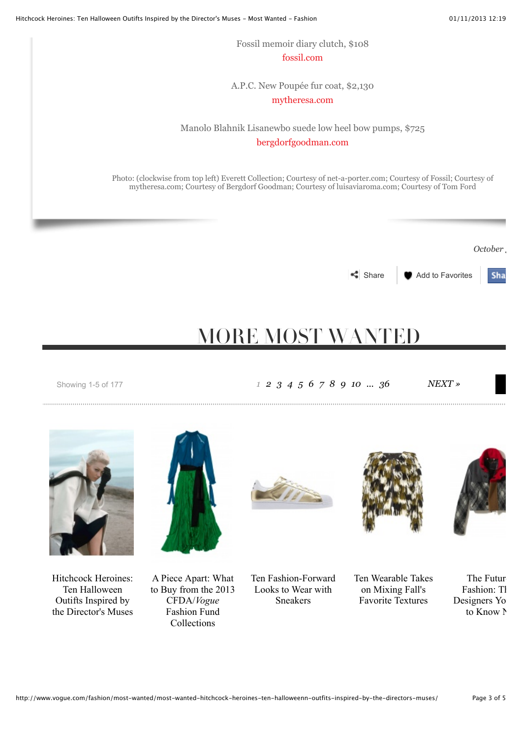Fossil memoir diary clutch, $108
fossil.com

A.P.C. New Poupée fur coat, $2,130
mytheresa.com

Manolo Blahnik Lisanewbo suede low heel bow pumps, $725
bergdorfgoodman.com

Photo: (clockwise from top left) Everett Collection; Courtesy of net-a-porter.com; Courtesy of Fossil; Courtesy of mytheresa.com; Courtesy of Bergdorf Goodman; Courtesy of luisaviaroma.com; Courtesy of Tom Ford

*October ,*

Share | Add to Favorites | Sha

# MORE MOST WANTED

Showing 1-5 of 177 &nbsp;&nbsp; *1 2 3 4 5 6 7 8 9 10 … 36* &nbsp;&nbsp; *NEXT »*

Hitchcock Heroines: Ten Halloween Outfits Inspired by the Director's Muses

A Piece Apart: What to Buy from the 2013 CFDA/*Vogue* Fashion Fund Collections

Ten Fashion-Forward Looks to Wear with Sneakers

Ten Wearable Takes on Mixing Fall's Favorite Textures

The Futur Fashion: Tl Designers Yo to Know l